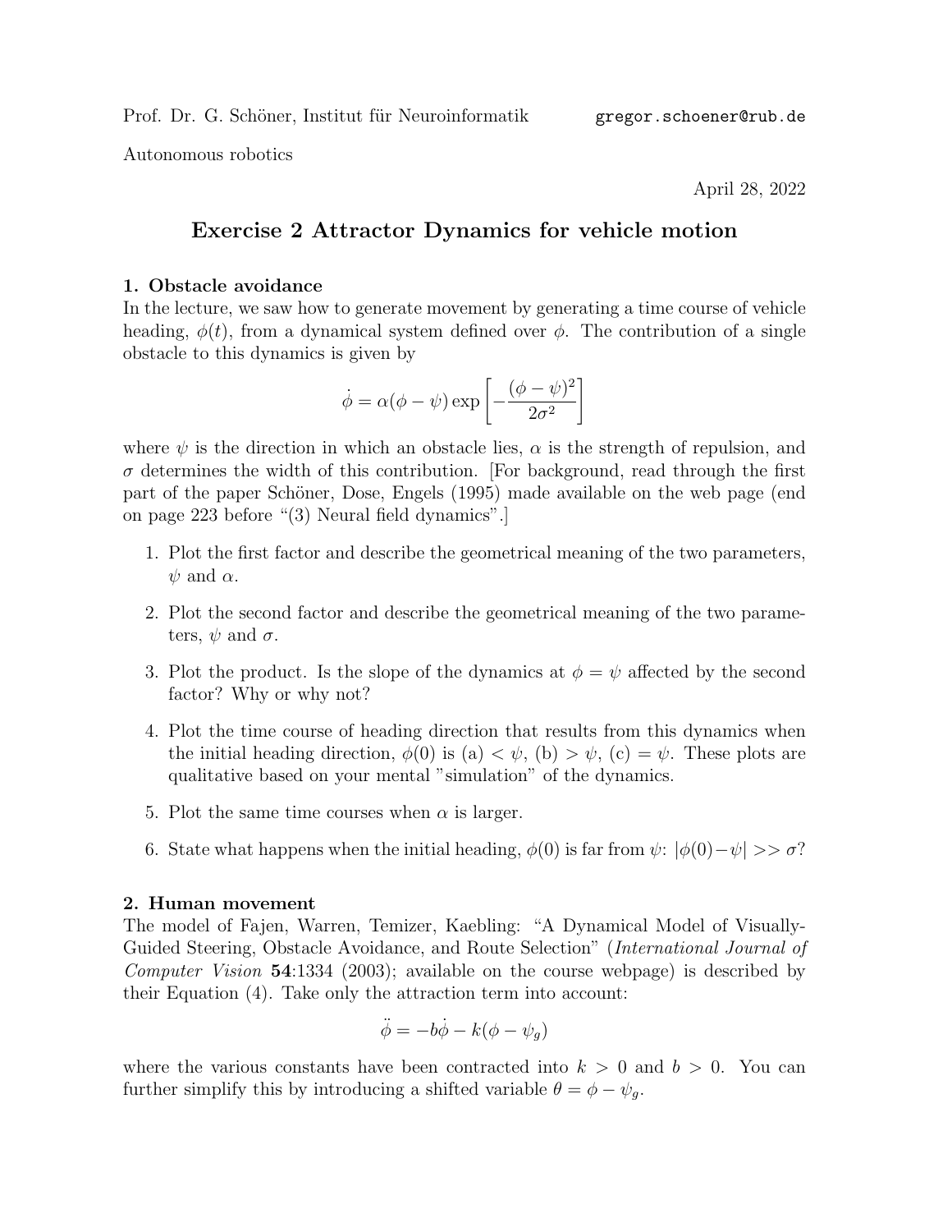Prof. Dr. G. Schöner, Institut für Neuroinformatik    gregor.schoener@rub.de

Autonomous robotics

April 28, 2022

# Exercise 2 Attractor Dynamics for vehicle motion

### 1. Obstacle avoidance

In the lecture, we saw how to generate movement by generating a time course of vehicle heading, $\phi(t)$, from a dynamical system defined over $\phi$. The contribution of a single obstacle to this dynamics is given by

$$\dot{\phi} = \alpha(\phi - \psi) \exp\left[-\frac{(\phi - \psi)^2}{2\sigma^2}\right]$$

where $\psi$ is the direction in which an obstacle lies, $\alpha$ is the strength of repulsion, and $\sigma$ determines the width of this contribution. [For background, read through the first part of the paper Schöner, Dose, Engels (1995) made available on the web page (end on page 223 before "(3) Neural field dynamics".]

1. Plot the first factor and describe the geometrical meaning of the two parameters, $\psi$ and $\alpha$.
2. Plot the second factor and describe the geometrical meaning of the two parameters, $\psi$ and $\sigma$.
3. Plot the product. Is the slope of the dynamics at $\phi = \psi$ affected by the second factor? Why or why not?
4. Plot the time course of heading direction that results from this dynamics when the initial heading direction, $\phi(0)$ is (a) $< \psi$, (b) $> \psi$, (c) $= \psi$. These plots are qualitative based on your mental "simulation" of the dynamics.
5. Plot the same time courses when $\alpha$ is larger.
6. State what happens when the initial heading, $\phi(0)$ is far from $\psi$: $|\phi(0) - \psi| >> \sigma$?

### 2. Human movement

The model of Fajen, Warren, Temizer, Kaebling: "A Dynamical Model of Visually-Guided Steering, Obstacle Avoidance, and Route Selection" (*International Journal of Computer Vision* **54**:1334 (2003); available on the course webpage) is described by their Equation (4). Take only the attraction term into account:

$$\ddot{\phi} = -b\dot{\phi} - k(\phi - \psi_g)$$

where the various constants have been contracted into $k > 0$ and $b > 0$. You can further simplify this by introducing a shifted variable $\theta = \phi - \psi_g$.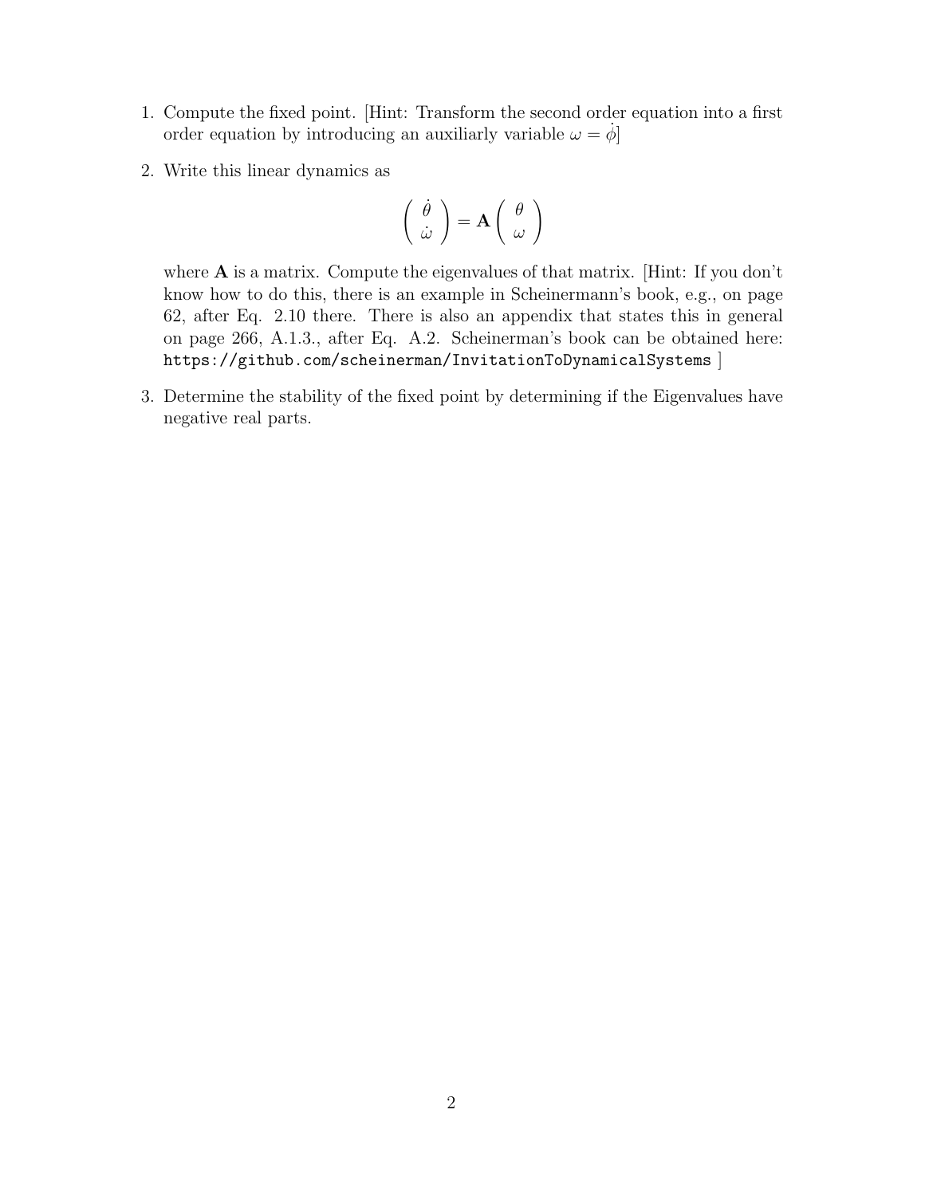1. Compute the fixed point. [Hint: Transform the second order equation into a first order equation by introducing an auxiliarly variable $\omega = \dot{\phi}$]

2. Write this linear dynamics as

$$\begin{pmatrix} \dot{\theta} \\ \dot{\omega} \end{pmatrix} = \mathbf{A} \begin{pmatrix} \theta \\ \omega \end{pmatrix}$$

   where $\mathbf{A}$ is a matrix. Compute the eigenvalues of that matrix. [Hint: If you don't know how to do this, there is an example in Scheinermann's book, e.g., on page 62, after Eq. 2.10 there. There is also an appendix that states this in general on page 266, A.1.3., after Eq. A.2. Scheinerman's book can be obtained here: `https://github.com/scheinerman/InvitationToDynamicalSystems` ]

3. Determine the stability of the fixed point by determining if the Eigenvalues have negative real parts.